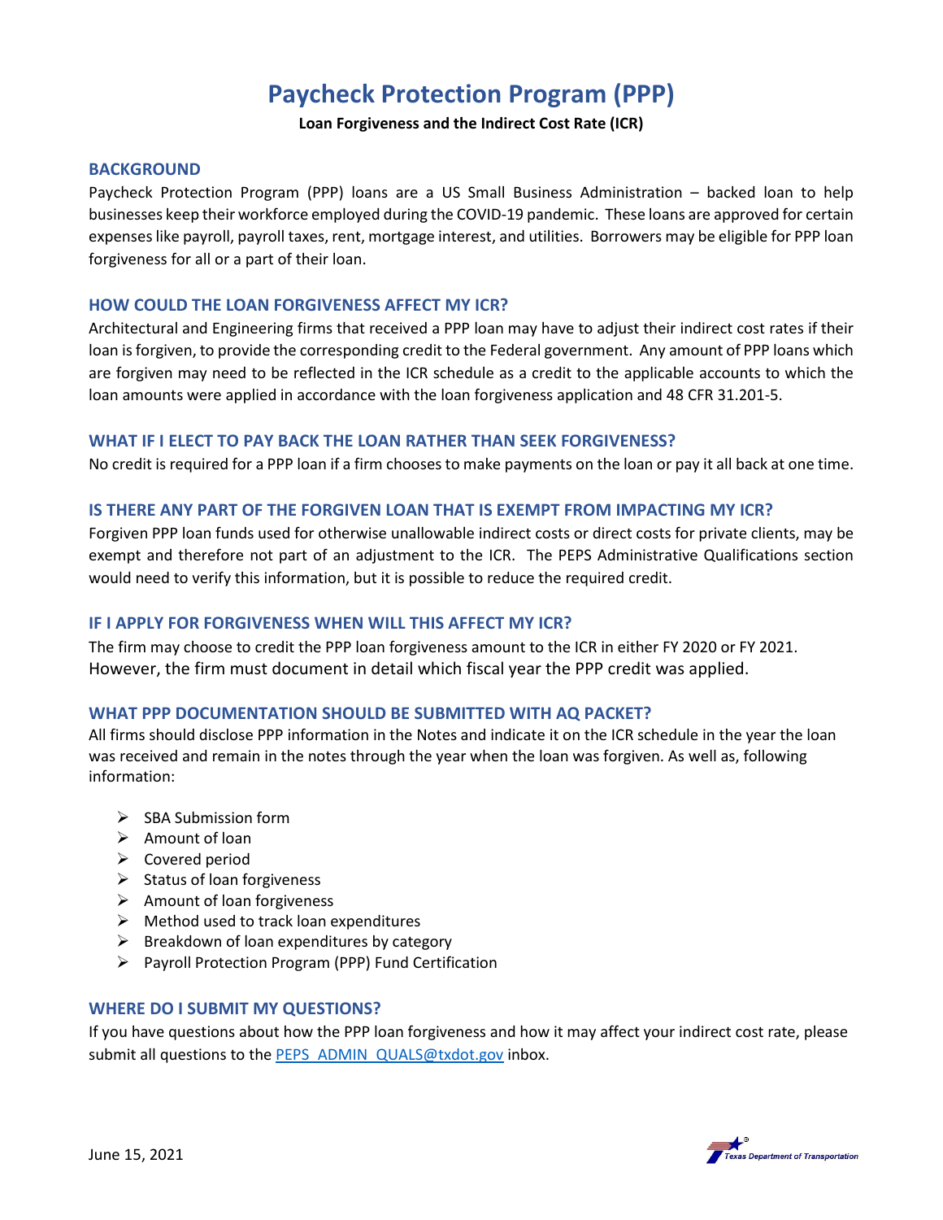# Paycheck Protection Program (PPP)

**Loan Forgiveness and the Indirect Cost Rate (ICR)**

## BACKGROUND

Paycheck Protection Program (PPP) loans are a US Small Business Administration – backed loan to help businesses keep their workforce employed during the COVID-19 pandemic. These loans are approved for certain expenses like payroll, payroll taxes, rent, mortgage interest, and utilities. Borrowers may be eligible for PPP loan forgiveness for all or a part of their loan.

## HOW COULD THE LOAN FORGIVENESS AFFECT MY ICR?

Architectural and Engineering firms that received a PPP loan may have to adjust their indirect cost rates if their loan is forgiven, to provide the corresponding credit to the Federal government. Any amount of PPP loans which are forgiven may need to be reflected in the ICR schedule as a credit to the applicable accounts to which the loan amounts were applied in accordance with the loan forgiveness application and 48 CFR 31.201-5.

## WHAT IF I ELECT TO PAY BACK THE LOAN RATHER THAN SEEK FORGIVENESS?

No credit is required for a PPP loan if a firm chooses to make payments on the loan or pay it all back at one time.

## IS THERE ANY PART OF THE FORGIVEN LOAN THAT IS EXEMPT FROM IMPACTING MY ICR?

Forgiven PPP loan funds used for otherwise unallowable indirect costs or direct costs for private clients, may be exempt and therefore not part of an adjustment to the ICR. The PEPS Administrative Qualifications section would need to verify this information, but it is possible to reduce the required credit.

## IF I APPLY FOR FORGIVENESS WHEN WILL THIS AFFECT MY ICR?

The firm may choose to credit the PPP loan forgiveness amount to the ICR in either FY 2020 or FY 2021. However, the firm must document in detail which fiscal year the PPP credit was applied.

## WHAT PPP DOCUMENTATION SHOULD BE SUBMITTED WITH AQ PACKET?

All firms should disclose PPP information in the Notes and indicate it on the ICR schedule in the year the loan was received and remain in the notes through the year when the loan was forgiven. As well as, following information:

- SBA Submission form
- Amount of loan
- Covered period
- Status of loan forgiveness
- Amount of loan forgiveness
- Method used to track loan expenditures
- Breakdown of loan expenditures by category
- Payroll Protection Program (PPP) Fund Certification

## WHERE DO I SUBMIT MY QUESTIONS?

If you have questions about how the PPP loan forgiveness and how it may affect your indirect cost rate, please submit all questions to the PEPS_ADMIN_QUALS@txdot.gov inbox.

June 15, 2021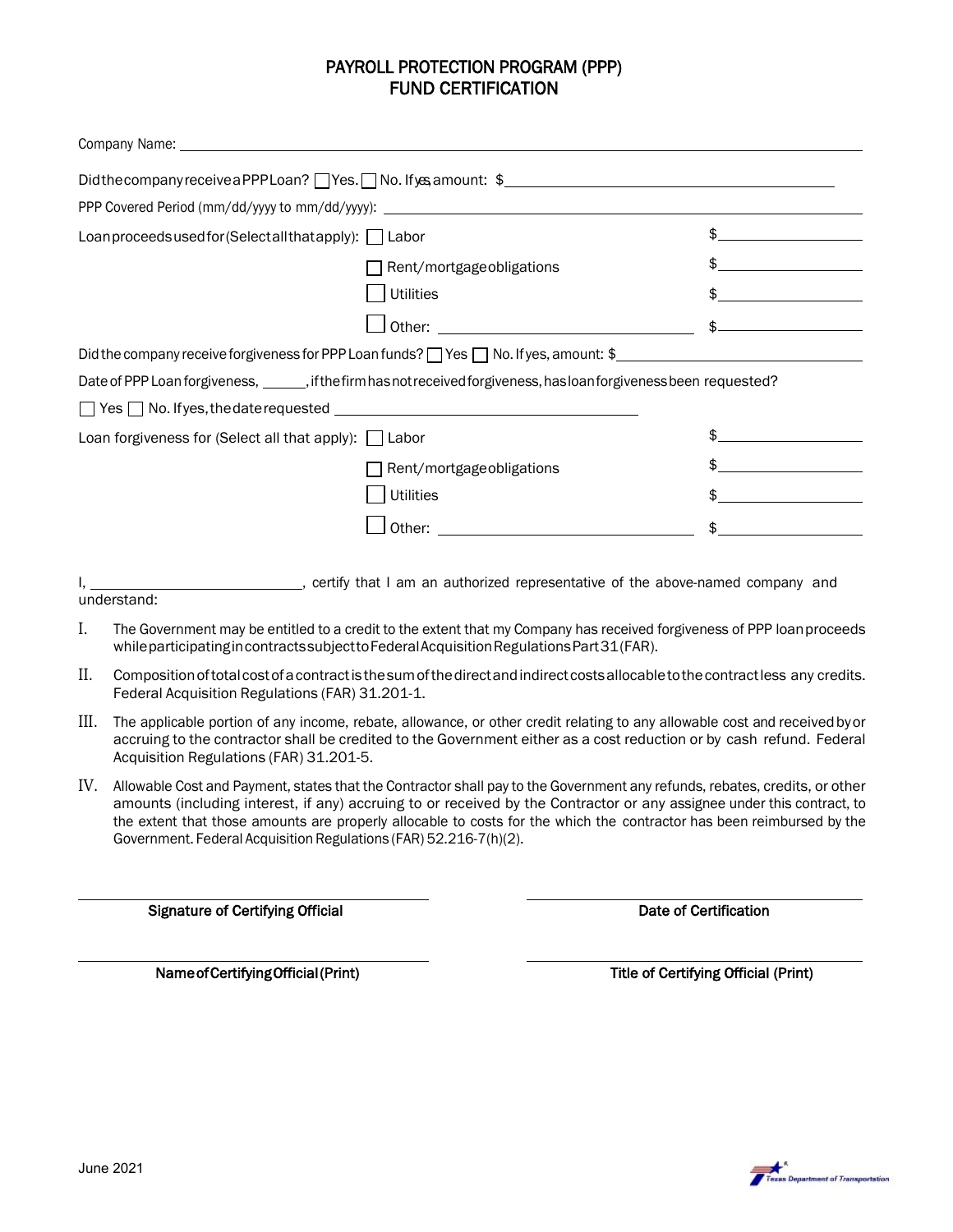# PAYROLL PROTECTION PROGRAM (PPP)
# FUND CERTIFICATION

Company Name: ______________________________________________

Did the company receive a PPP Loan? ☐ Yes. ☐ No. If yes, amount: $______________________

PPP Covered Period (mm/dd/yyyy to mm/dd/yyyy): ______________________________

| | | |
|---|---|---|
| Loan proceeds used for (Select all that apply): | ☐ Labor | $__________ |
| | ☐ Rent/mortgage obligations | $__________ |
| | ☐ Utilities | $__________ |
| | ☐ Other: ______________ | $__________ |

Did the company receive forgiveness for PPP Loan funds? ☐ Yes ☐ No. If yes, amount: $______________

Date of PPP Loan forgiveness, ______, if the firm has not received forgiveness, has loan forgiveness been requested?

☐ Yes ☐ No. If yes, the date requested ______________________

| | | |
|---|---|---|
| Loan forgiveness for (Select all that apply): | ☐ Labor | $__________ |
| | ☐ Rent/mortgage obligations | $__________ |
| | ☐ Utilities | $__________ |
| | ☐ Other: ______________ | $__________ |

I, ______________________, certify that I am an authorized representative of the above-named company and understand:

I. The Government may be entitled to a credit to the extent that my Company has received forgiveness of PPP loan proceeds while participating in contracts subject to Federal Acquisition Regulations Part 31 (FAR).

II. Composition of total cost of a contract is the sum of the direct and indirect costs allocable to the contract less any credits. Federal Acquisition Regulations (FAR) 31.201-1.

III. The applicable portion of any income, rebate, allowance, or other credit relating to any allowable cost and received by or accruing to the contractor shall be credited to the Government either as a cost reduction or by cash refund. Federal Acquisition Regulations (FAR) 31.201-5.

IV. Allowable Cost and Payment, states that the Contractor shall pay to the Government any refunds, rebates, credits, or other amounts (including interest, if any) accruing to or received by the Contractor or any assignee under this contract, to the extent that those amounts are properly allocable to costs for the which the contractor has been reimbursed by the Government. Federal Acquisition Regulations (FAR) 52.216-7(h)(2).

______________________________ &nbsp;&nbsp;&nbsp;&nbsp; ______________________________

**Signature of Certifying Official** &nbsp;&nbsp;&nbsp;&nbsp; **Date of Certification**

______________________________ &nbsp;&nbsp;&nbsp;&nbsp; ______________________________

**Name of Certifying Official (Print)** &nbsp;&nbsp;&nbsp;&nbsp; **Title of Certifying Official (Print)**

June 2021

Texas Department of Transportation